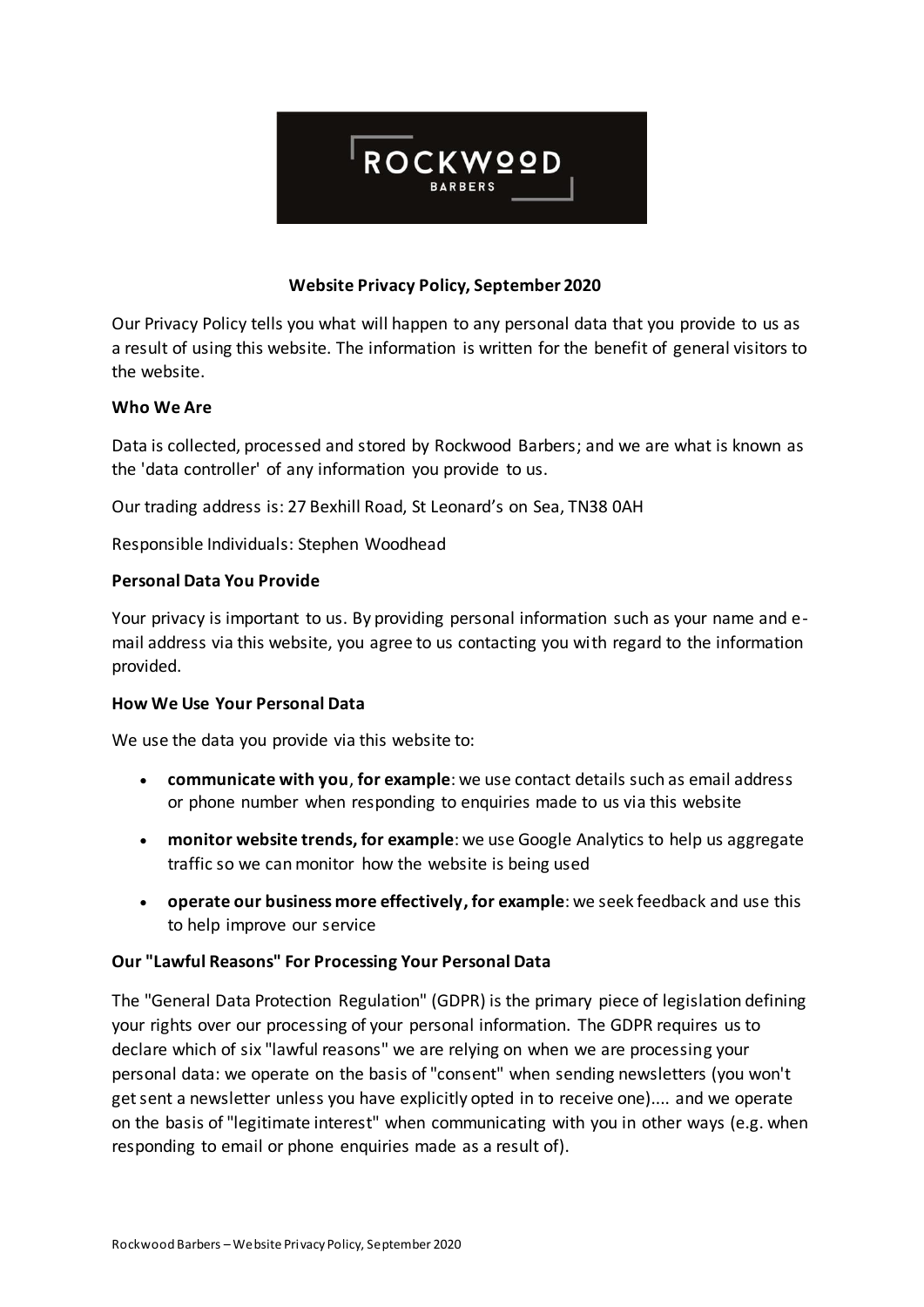**Website Privacy Policy, September 2020**

Our Privacy Policy tells you what will happen to any personal data that you provide to us as a result of using this website. The information is written for the benefit of general visitors to the website.

**Who We Are**

Data is collected, processed and stored by Rockwood Barbers; and we are what is known as the 'data controller' of any information you provide to us.

Our trading address is: 27 Bexhill Road, St Leonard's on Sea, TN38 0AH

Responsible Individuals: Stephen Woodhead

**Personal Data You Provide**

Your privacy is important to us. By providing personal information such as your name and e-mail address via this website, you agree to us contacting you with regard to the information provided.

**How We Use Your Personal Data**

We use the data you provide via this website to:

- **communicate with you**, **for example**: we use contact details such as email address or phone number when responding to enquiries made to us via this website
- **monitor website trends, for example**: we use Google Analytics to help us aggregate traffic so we can monitor how the website is being used
- **operate our business more effectively, for example**: we seek feedback and use this to help improve our service

**Our "Lawful Reasons" For Processing Your Personal Data**

The "General Data Protection Regulation" (GDPR) is the primary piece of legislation defining your rights over our processing of your personal information. The GDPR requires us to declare which of six "lawful reasons" we are relying on when we are processing your personal data: we operate on the basis of "consent" when sending newsletters (you won't get sent a newsletter unless you have explicitly opted in to receive one).... and we operate on the basis of "legitimate interest" when communicating with you in other ways (e.g. when responding to email or phone enquiries made as a result of).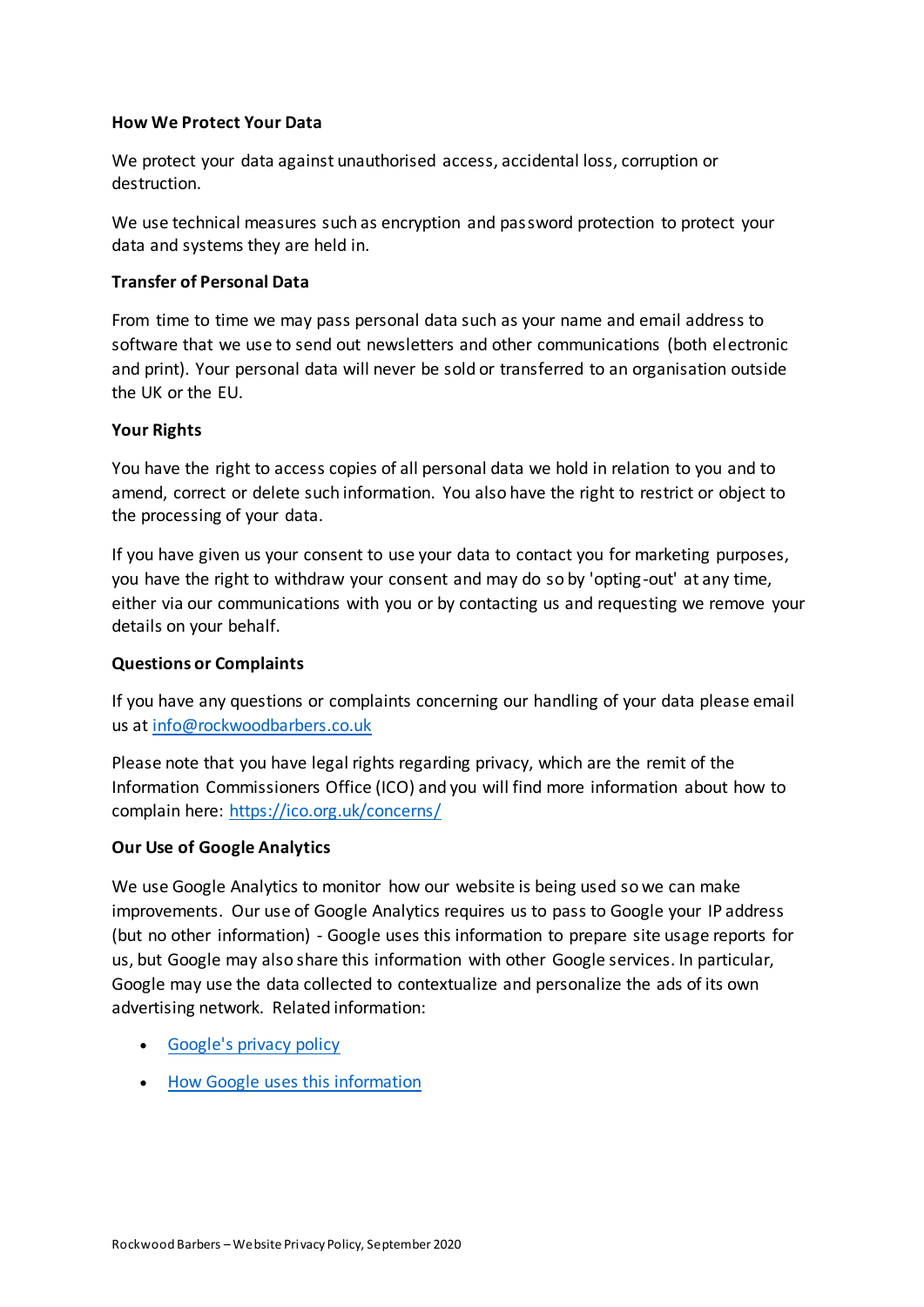**How We Protect Your Data**

We protect your data against unauthorised access, accidental loss, corruption or destruction.

We use technical measures such as encryption and password protection to protect your data and systems they are held in.

**Transfer of Personal Data**

From time to time we may pass personal data such as your name and email address to software that we use to send out newsletters and other communications (both electronic and print). Your personal data will never be sold or transferred to an organisation outside the UK or the EU.

**Your Rights**

You have the right to access copies of all personal data we hold in relation to you and to amend, correct or delete such information. You also have the right to restrict or object to the processing of your data.

If you have given us your consent to use your data to contact you for marketing purposes, you have the right to withdraw your consent and may do so by 'opting-out' at any time, either via our communications with you or by contacting us and requesting we remove your details on your behalf.

**Questions or Complaints**

If you have any questions or complaints concerning our handling of your data please email us at info@rockwoodbarbers.co.uk

Please note that you have legal rights regarding privacy, which are the remit of the Information Commissioners Office (ICO) and you will find more information about how to complain here: https://ico.org.uk/concerns/

**Our Use of Google Analytics**

We use Google Analytics to monitor how our website is being used so we can make improvements. Our use of Google Analytics requires us to pass to Google your IP address (but no other information) - Google uses this information to prepare site usage reports for us, but Google may also share this information with other Google services. In particular, Google may use the data collected to contextualize and personalize the ads of its own advertising network. Related information:

- Google's privacy policy
- How Google uses this information